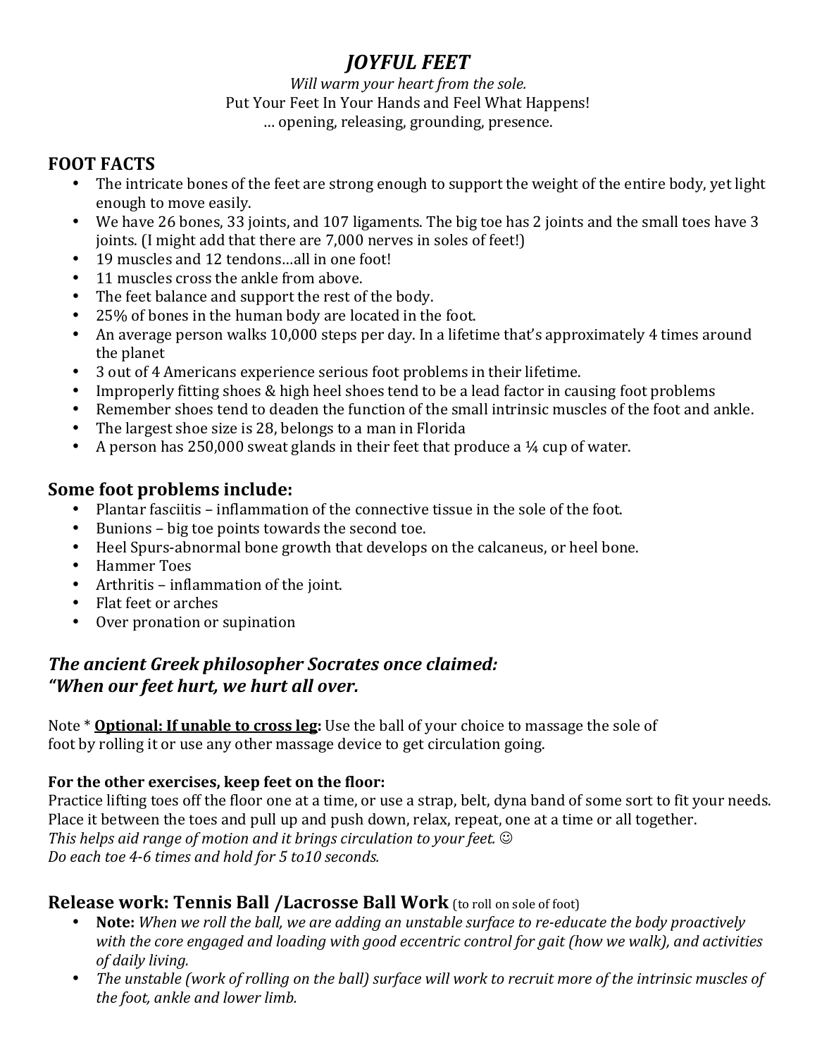# *JOYFUL FEET*

*Will warm your heart from the sole.*
Put Your Feet In Your Hands and Feel What Happens!
… opening, releasing, grounding, presence.

## FOOT FACTS

- The intricate bones of the feet are strong enough to support the weight of the entire body, yet light enough to move easily.
- We have 26 bones, 33 joints, and 107 ligaments. The big toe has 2 joints and the small toes have 3 joints. (I might add that there are 7,000 nerves in soles of feet!)
- 19 muscles and 12 tendons…all in one foot!
- 11 muscles cross the ankle from above.
- The feet balance and support the rest of the body.
- 25% of bones in the human body are located in the foot.
- An average person walks 10,000 steps per day. In a lifetime that's approximately 4 times around the planet
- 3 out of 4 Americans experience serious foot problems in their lifetime.
- Improperly fitting shoes & high heel shoes tend to be a lead factor in causing foot problems
- Remember shoes tend to deaden the function of the small intrinsic muscles of the foot and ankle.
- The largest shoe size is 28, belongs to a man in Florida
- A person has 250,000 sweat glands in their feet that produce a ¼ cup of water.

## Some foot problems include:

- Plantar fasciitis – inflammation of the connective tissue in the sole of the foot.
- Bunions – big toe points towards the second toe.
- Heel Spurs-abnormal bone growth that develops on the calcaneus, or heel bone.
- Hammer Toes
- Arthritis – inflammation of the joint.
- Flat feet or arches
- Over pronation or supination

## *The ancient Greek philosopher Socrates once claimed: "When our feet hurt, we hurt all over.*

Note * **Optional: If unable to cross leg:** Use the ball of your choice to massage the sole of foot by rolling it or use any other massage device to get circulation going.

**For the other exercises, keep feet on the floor:**
Practice lifting toes off the floor one at a time, or use a strap, belt, dyna band of some sort to fit your needs. Place it between the toes and pull up and push down, relax, repeat, one at a time or all together.
*This helps aid range of motion and it brings circulation to your feet.* ☺
*Do each toe 4-6 times and hold for 5 to10 seconds.*

## Release work: Tennis Ball /Lacrosse Ball Work (to roll on sole of foot)

- **Note:** *When we roll the ball, we are adding an unstable surface to re-educate the body proactively with the core engaged and loading with good eccentric control for gait (how we walk), and activities of daily living.*
- *The unstable (work of rolling on the ball) surface will work to recruit more of the intrinsic muscles of the foot, ankle and lower limb.*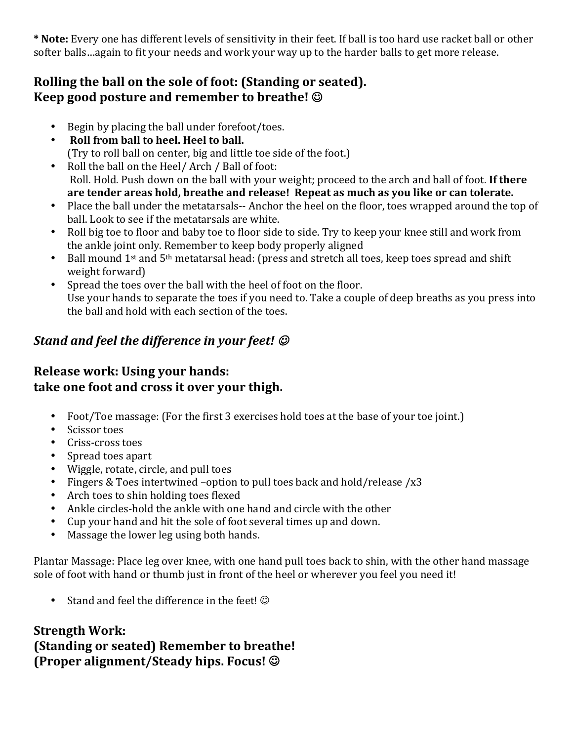**\* Note:** Every one has different levels of sensitivity in their feet. If ball is too hard use racket ball or other softer balls…again to fit your needs and work your way up to the harder balls to get more release.

## Rolling the ball on the sole of foot: (Standing or seated).
## Keep good posture and remember to breathe! ☺

- Begin by placing the ball under forefoot/toes.
- **Roll from ball to heel. Heel to ball.**
  (Try to roll ball on center, big and little toe side of the foot.)
- Roll the ball on the Heel/ Arch / Ball of foot:
  Roll. Hold. Push down on the ball with your weight; proceed to the arch and ball of foot. **If there are tender areas hold, breathe and release! Repeat as much as you like or can tolerate.**
- Place the ball under the metatarsals-- Anchor the heel on the floor, toes wrapped around the top of ball. Look to see if the metatarsals are white.
- Roll big toe to floor and baby toe to floor side to side. Try to keep your knee still and work from the ankle joint only. Remember to keep body properly aligned
- Ball mound 1st and 5th metatarsal head: (press and stretch all toes, keep toes spread and shift weight forward)
- Spread the toes over the ball with the heel of foot on the floor.
  Use your hands to separate the toes if you need to. Take a couple of deep breaths as you press into the ball and hold with each section of the toes.

## *Stand and feel the difference in your feet! ☺*

## Release work: Using your hands:
## take one foot and cross it over your thigh.

- Foot/Toe massage: (For the first 3 exercises hold toes at the base of your toe joint.)
- Scissor toes
- Criss-cross toes
- Spread toes apart
- Wiggle, rotate, circle, and pull toes
- Fingers & Toes intertwined –option to pull toes back and hold/release /x3
- Arch toes to shin holding toes flexed
- Ankle circles-hold the ankle with one hand and circle with the other
- Cup your hand and hit the sole of foot several times up and down.
- Massage the lower leg using both hands.

Plantar Massage: Place leg over knee, with one hand pull toes back to shin, with the other hand massage sole of foot with hand or thumb just in front of the heel or wherever you feel you need it!

- Stand and feel the difference in the feet! ☺

## Strength Work:
## (Standing or seated) Remember to breathe!
## (Proper alignment/Steady hips. Focus! ☺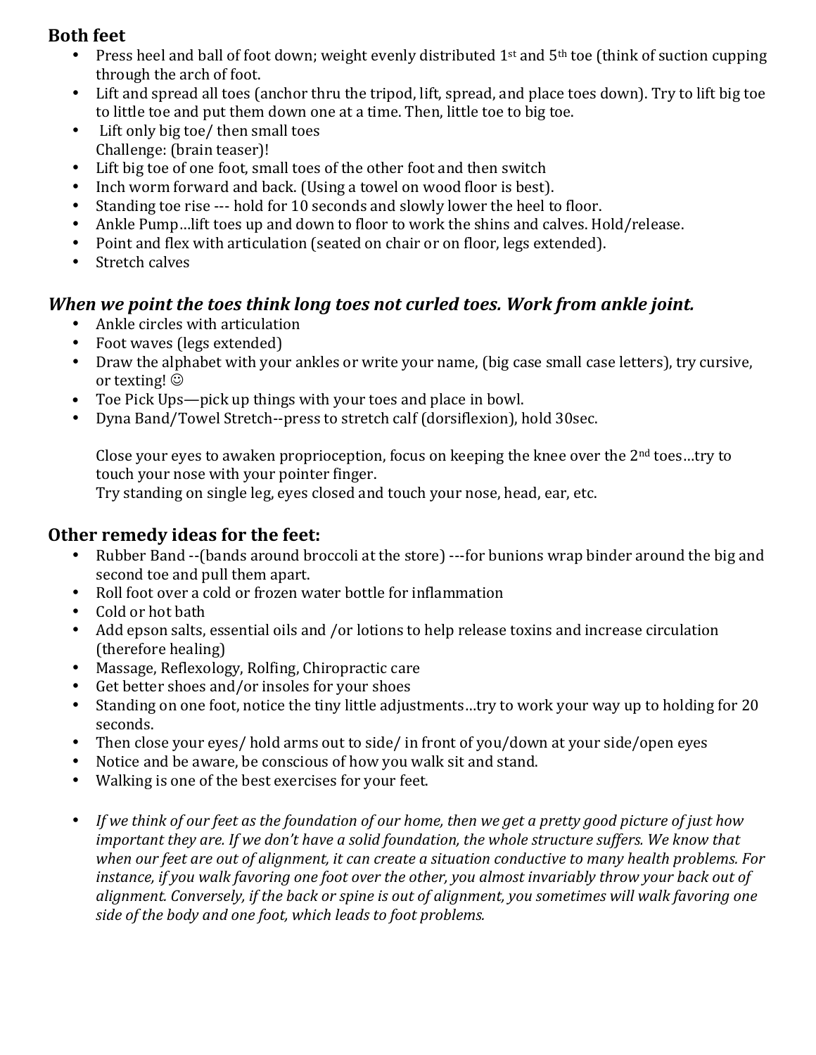## Both feet

- Press heel and ball of foot down; weight evenly distributed 1st and 5th toe (think of suction cupping through the arch of foot.
- Lift and spread all toes (anchor thru the tripod, lift, spread, and place toes down). Try to lift big toe to little toe and put them down one at a time. Then, little toe to big toe.
- Lift only big toe/ then small toes
  Challenge: (brain teaser)!
- Lift big toe of one foot, small toes of the other foot and then switch
- Inch worm forward and back. (Using a towel on wood floor is best).
- Standing toe rise --- hold for 10 seconds and slowly lower the heel to floor.
- Ankle Pump…lift toes up and down to floor to work the shins and calves. Hold/release.
- Point and flex with articulation (seated on chair or on floor, legs extended).
- Stretch calves

### *When we point the toes think long toes not curled toes. Work from ankle joint.*

- Ankle circles with articulation
- Foot waves (legs extended)
- Draw the alphabet with your ankles or write your name, (big case small case letters), try cursive, or texting! ☺
- Toe Pick Ups—pick up things with your toes and place in bowl.
- Dyna Band/Towel Stretch--press to stretch calf (dorsiflexion), hold 30sec.

  Close your eyes to awaken proprioception, focus on keeping the knee over the 2nd toes…try to touch your nose with your pointer finger.
  Try standing on single leg, eyes closed and touch your nose, head, ear, etc.

## Other remedy ideas for the feet:

- Rubber Band --(bands around broccoli at the store) ---for bunions wrap binder around the big and second toe and pull them apart.
- Roll foot over a cold or frozen water bottle for inflammation
- Cold or hot bath
- Add epson salts, essential oils and /or lotions to help release toxins and increase circulation (therefore healing)
- Massage, Reflexology, Rolfing, Chiropractic care
- Get better shoes and/or insoles for your shoes
- Standing on one foot, notice the tiny little adjustments…try to work your way up to holding for 20 seconds.
- Then close your eyes/ hold arms out to side/ in front of you/down at your side/open eyes
- Notice and be aware, be conscious of how you walk sit and stand.
- Walking is one of the best exercises for your feet.

- *If we think of our feet as the foundation of our home, then we get a pretty good picture of just how important they are. If we don't have a solid foundation, the whole structure suffers. We know that when our feet are out of alignment, it can create a situation conductive to many health problems. For instance, if you walk favoring one foot over the other, you almost invariably throw your back out of alignment. Conversely, if the back or spine is out of alignment, you sometimes will walk favoring one side of the body and one foot, which leads to foot problems.*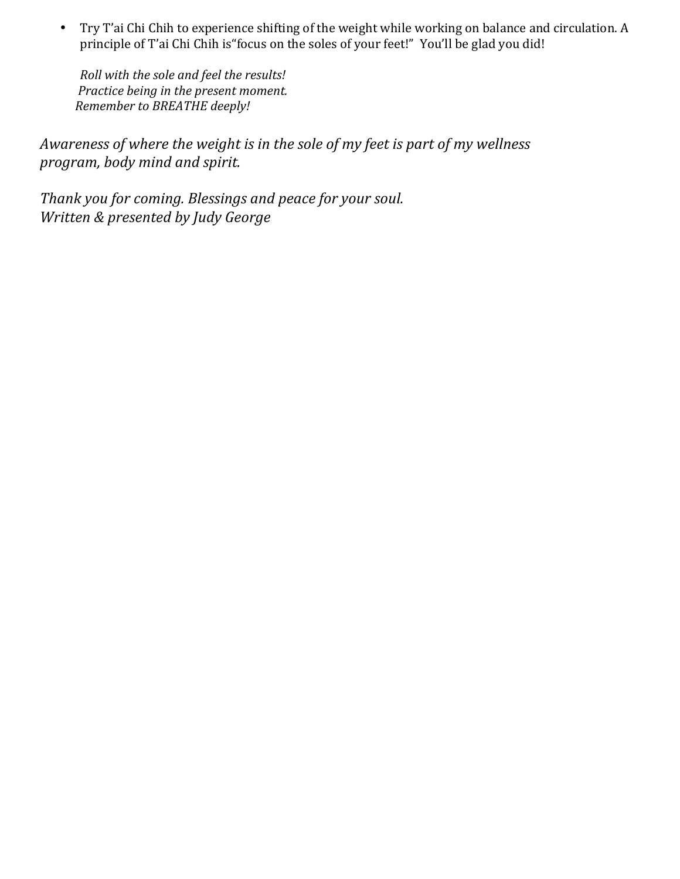- Try T'ai Chi Chih to experience shifting of the weight while working on balance and circulation. A principle of T'ai Chi Chih is"focus on the soles of your feet!"  You'll be glad you did!

  *Roll with the sole and feel the results!*
  *Practice being in the present moment.*
  *Remember to BREATHE deeply!*

*Awareness of where the weight is in the sole of my feet is part of my wellness program, body mind and spirit.*

*Thank you for coming. Blessings and peace for your soul.*
*Written & presented by Judy George*